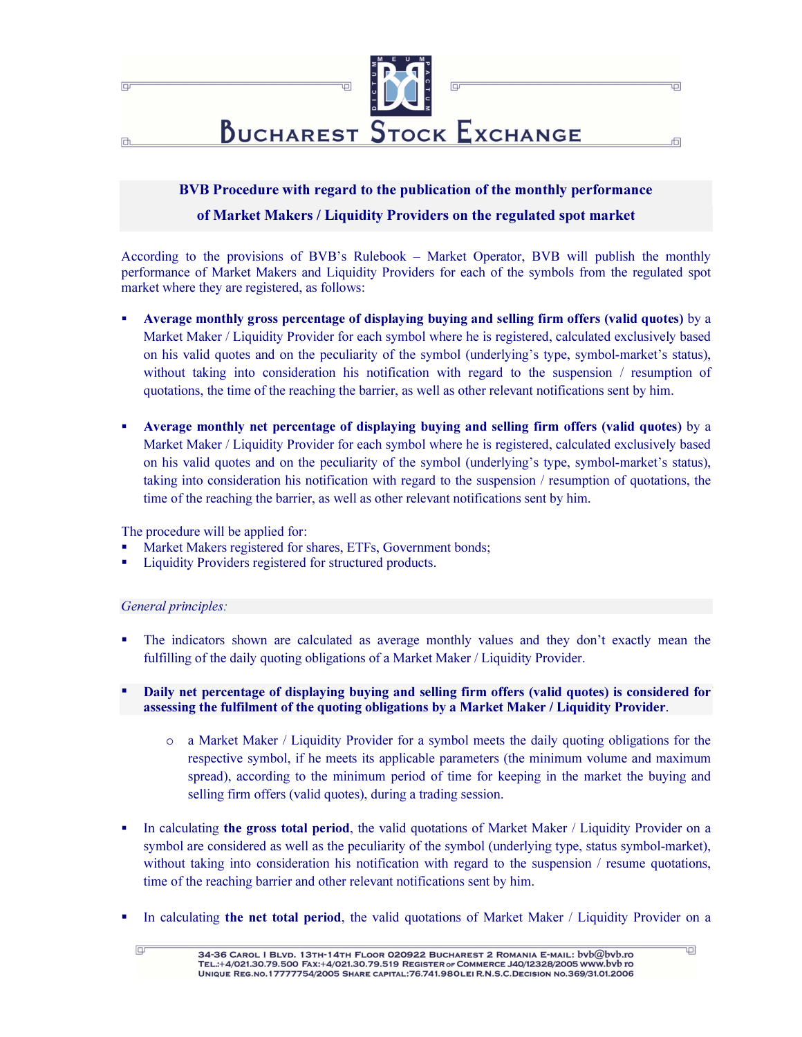# BVB Procedure with regard to the publication of the monthly performance of Market Makers / Liquidity Providers on the regulated spot market

According to the provisions of BVB's Rulebook – Market Operator, BVB will publish the monthly performance of Market Makers and Liquidity Providers for each of the symbols from the regulated spot market where they are registered, as follows:

- **Average monthly gross percentage of displaying buying and selling firm offers (valid quotes)** by a Market Maker / Liquidity Provider for each symbol where he is registered, calculated exclusively based on his valid quotes and on the peculiarity of the symbol (underlying's type, symbol-market's status), without taking into consideration his notification with regard to the suspension / resumption of quotations, the time of the reaching the barrier, as well as other relevant notifications sent by him.

- **Average monthly net percentage of displaying buying and selling firm offers (valid quotes)** by a Market Maker / Liquidity Provider for each symbol where he is registered, calculated exclusively based on his valid quotes and on the peculiarity of the symbol (underlying's type, symbol-market's status), taking into consideration his notification with regard to the suspension / resumption of quotations, the time of the reaching the barrier, as well as other relevant notifications sent by him.

The procedure will be applied for:

- Market Makers registered for shares, ETFs, Government bonds;
- Liquidity Providers registered for structured products.

*General principles:*

- The indicators shown are calculated as average monthly values and they don't exactly mean the fulfilling of the daily quoting obligations of a Market Maker / Liquidity Provider.

- **Daily net percentage of displaying buying and selling firm offers (valid quotes) is considered for assessing the fulfilment of the quoting obligations by a Market Maker / Liquidity Provider**.
  - a Market Maker / Liquidity Provider for a symbol meets the daily quoting obligations for the respective symbol, if he meets its applicable parameters (the minimum volume and maximum spread), according to the minimum period of time for keeping in the market the buying and selling firm offers (valid quotes), during a trading session.

- In calculating **the gross total period**, the valid quotations of Market Maker / Liquidity Provider on a symbol are considered as well as the peculiarity of the symbol (underlying type, status symbol-market), without taking into consideration his notification with regard to the suspension / resume quotations, time of the reaching barrier and other relevant notifications sent by him.

- In calculating **the net total period**, the valid quotations of Market Maker / Liquidity Provider on a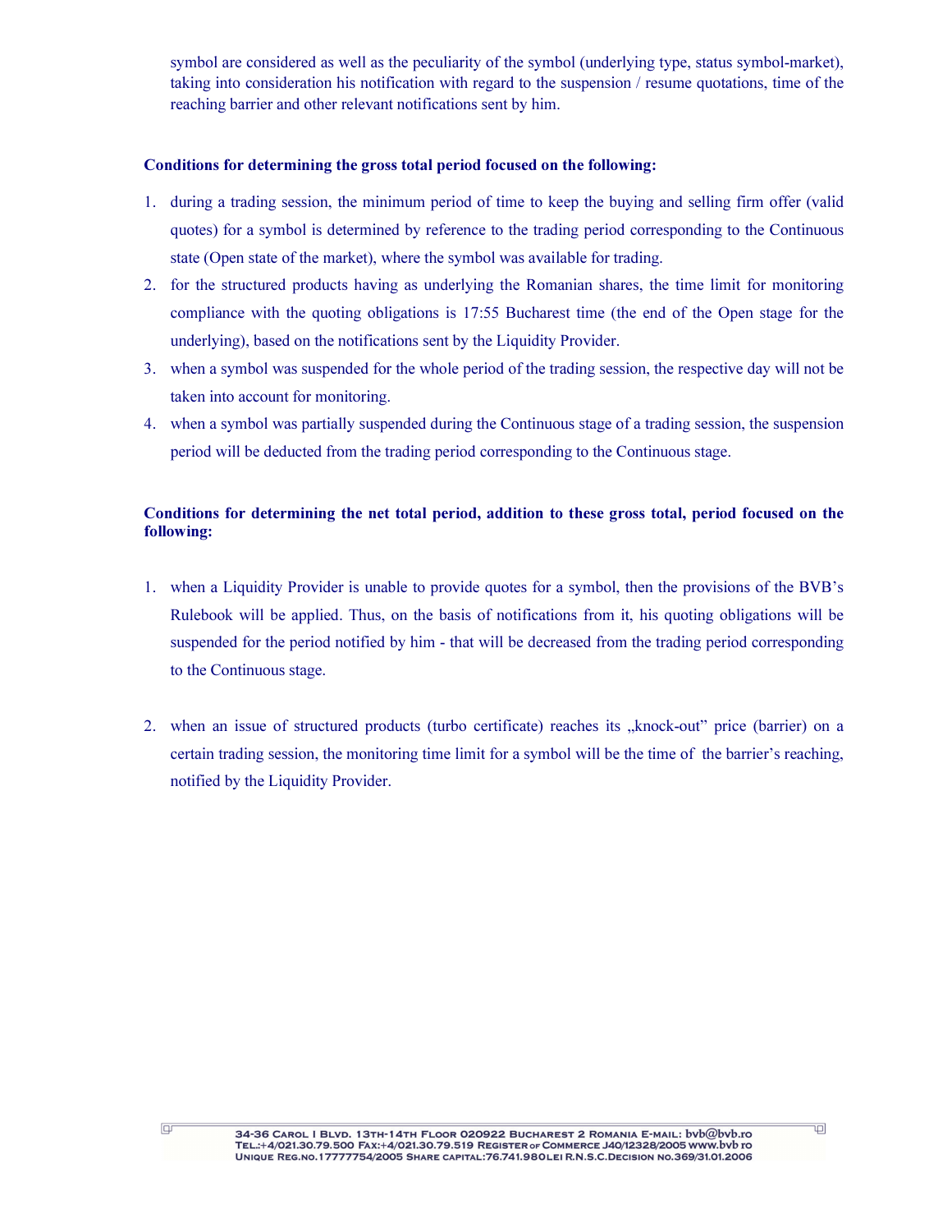symbol are considered as well as the peculiarity of the symbol (underlying type, status symbol-market), taking into consideration his notification with regard to the suspension / resume quotations, time of the reaching barrier and other relevant notifications sent by him.

**Conditions for determining the gross total period focused on the following:**

1. during a trading session, the minimum period of time to keep the buying and selling firm offer (valid quotes) for a symbol is determined by reference to the trading period corresponding to the Continuous state (Open state of the market), where the symbol was available for trading.
2. for the structured products having as underlying the Romanian shares, the time limit for monitoring compliance with the quoting obligations is 17:55 Bucharest time (the end of the Open stage for the underlying), based on the notifications sent by the Liquidity Provider.
3. when a symbol was suspended for the whole period of the trading session, the respective day will not be taken into account for monitoring.
4. when a symbol was partially suspended during the Continuous stage of a trading session, the suspension period will be deducted from the trading period corresponding to the Continuous stage.

**Conditions for determining the net total period, addition to these gross total, period focused on the following:**

1. when a Liquidity Provider is unable to provide quotes for a symbol, then the provisions of the BVB's Rulebook will be applied. Thus, on the basis of notifications from it, his quoting obligations will be suspended for the period notified by him - that will be decreased from the trading period corresponding to the Continuous stage.

2. when an issue of structured products (turbo certificate) reaches its „knock-out" price (barrier) on a certain trading session, the monitoring time limit for a symbol will be the time of the barrier's reaching, notified by the Liquidity Provider.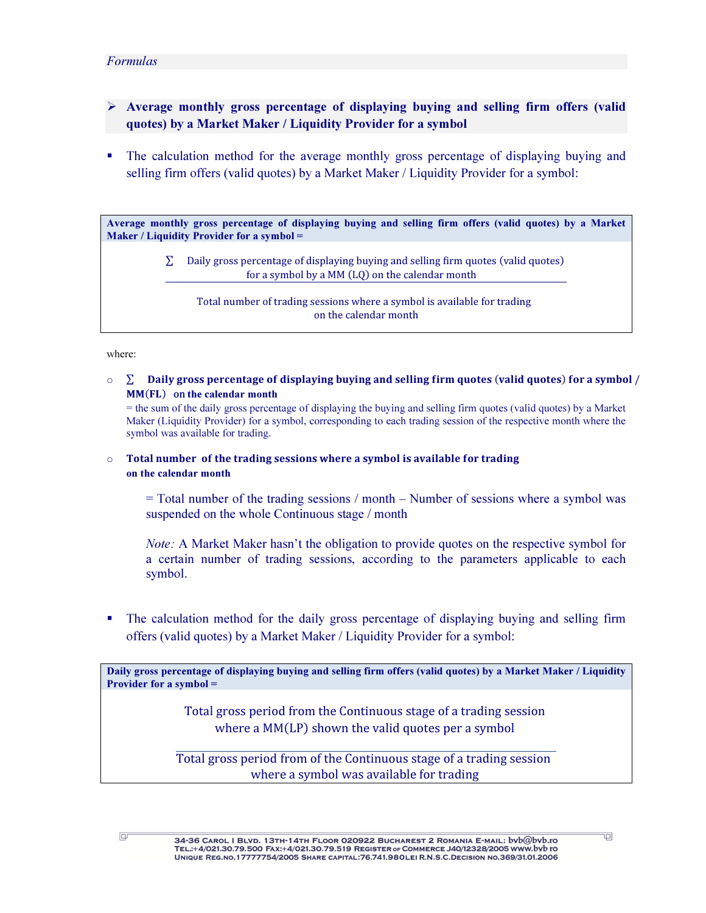*Formulas*

## ➢ Average monthly gross percentage of displaying buying and selling firm offers (valid quotes) by a Market Maker / Liquidity Provider for a symbol

- The calculation method for the average monthly gross percentage of displaying buying and selling firm offers (valid quotes) by a Market Maker / Liquidity Provider for a symbol:

**Average monthly gross percentage of displaying buying and selling firm offers (valid quotes) by a Market Maker / Liquidity Provider for a symbol =**

$$\frac{\sum \text{ Daily gross percentage of displaying buying and selling firm quotes (valid quotes) for a symbol by a MM (LQ) on the calendar month}}{\text{Total number of trading sessions where a symbol is available for trading on the calendar month}}$$

where:

- **∑ Daily gross percentage of displaying buying and selling firm quotes (valid quotes) for a symbol / MM(FL) on the calendar month**
  = the sum of the daily gross percentage of displaying the buying and selling firm quotes (valid quotes) by a Market Maker (Liquidity Provider) for a symbol, corresponding to each trading session of the respective month where the symbol was available for trading.

- **Total number of the trading sessions where a symbol is available for trading on the calendar month**

  = Total number of the trading sessions / month – Number of sessions where a symbol was suspended on the whole Continuous stage / month

  *Note:* A Market Maker hasn't the obligation to provide quotes on the respective symbol for a certain number of trading sessions, according to the parameters applicable to each symbol.

- The calculation method for the daily gross percentage of displaying buying and selling firm offers (valid quotes) by a Market Maker / Liquidity Provider for a symbol:

**Daily gross percentage of displaying buying and selling firm offers (valid quotes) by a Market Maker / Liquidity Provider for a symbol =**

$$\frac{\text{Total gross period from the Continuous stage of a trading session where a MM(LP) shown the valid quotes per a symbol}}{\text{Total gross period from of the Continuous stage of a trading session where a symbol was available for trading}}$$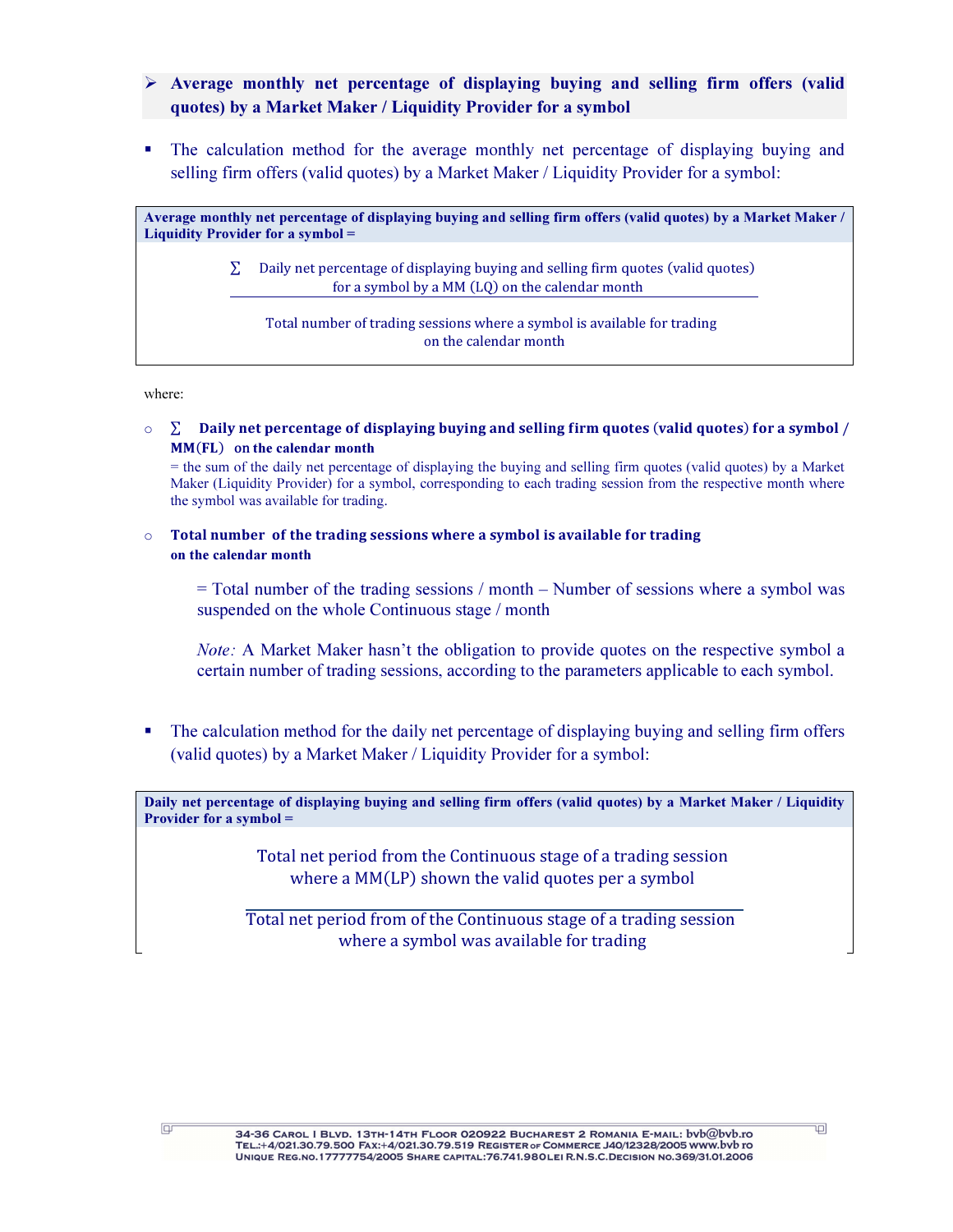- **Average monthly net percentage of displaying buying and selling firm offers (valid quotes) by a Market Maker / Liquidity Provider for a symbol**

- The calculation method for the average monthly net percentage of displaying buying and selling firm offers (valid quotes) by a Market Maker / Liquidity Provider for a symbol:

**Average monthly net percentage of displaying buying and selling firm offers (valid quotes) by a Market Maker / Liquidity Provider for a symbol =**

$$\frac{\sum \text{Daily net percentage of displaying buying and selling firm quotes (valid quotes) for a symbol by a MM (LQ) on the calendar month}}{\text{Total number of trading sessions where a symbol is available for trading on the calendar month}}$$

where:

- **∑ Daily net percentage of displaying buying and selling firm quotes (valid quotes) for a symbol / MM(FL) on the calendar month**
  = the sum of the daily net percentage of displaying the buying and selling firm quotes (valid quotes) by a Market Maker (Liquidity Provider) for a symbol, corresponding to each trading session from the respective month where the symbol was available for trading.

- **Total number of the trading sessions where a symbol is available for trading on the calendar month**

  = Total number of the trading sessions / month – Number of sessions where a symbol was suspended on the whole Continuous stage / month

  *Note:* A Market Maker hasn't the obligation to provide quotes on the respective symbol a certain number of trading sessions, according to the parameters applicable to each symbol.

- The calculation method for the daily net percentage of displaying buying and selling firm offers (valid quotes) by a Market Maker / Liquidity Provider for a symbol:

**Daily net percentage of displaying buying and selling firm offers (valid quotes) by a Market Maker / Liquidity Provider for a symbol =**

$$\frac{\text{Total net period from the Continuous stage of a trading session where a MM(LP) shown the valid quotes per a symbol}}{\text{Total net period from of the Continuous stage of a trading session where a symbol was available for trading}}$$